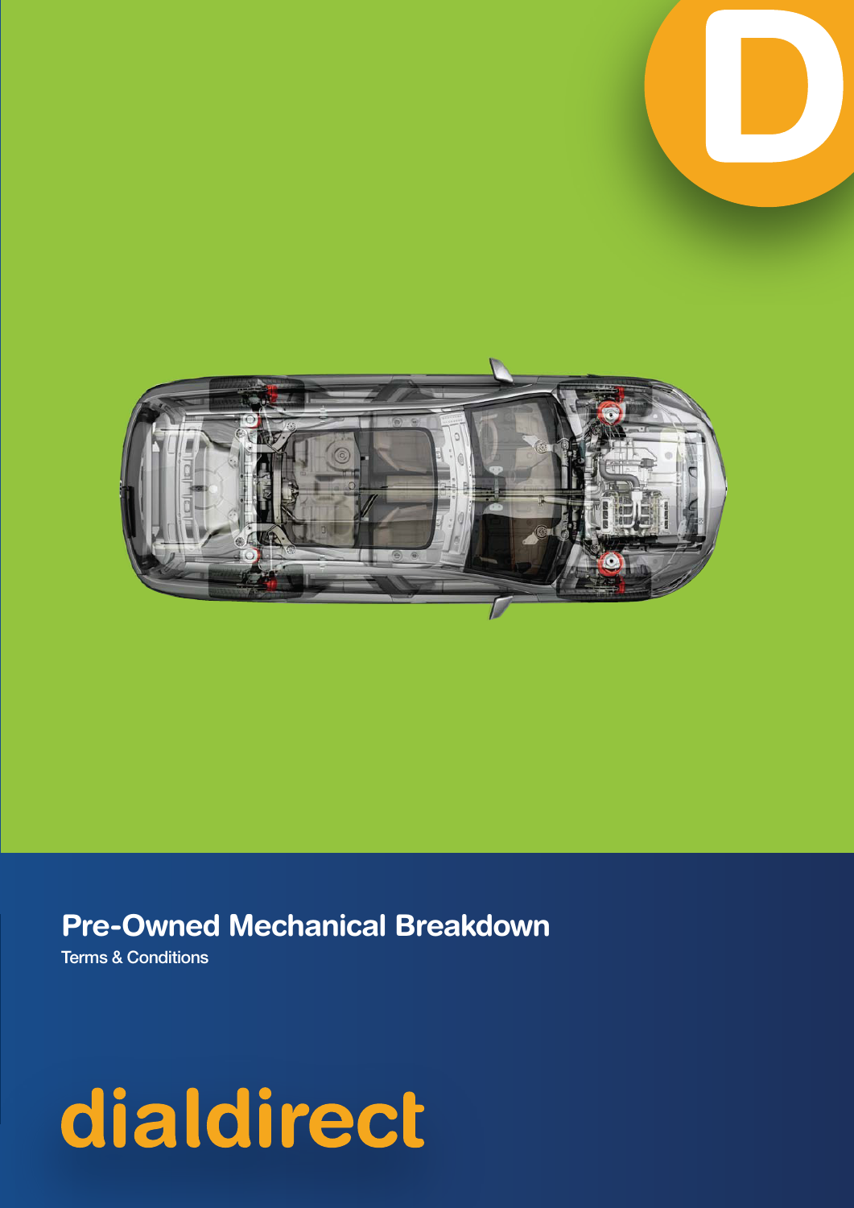# Pre-Owned Mechanical Breakdown

Terms & Conditions

dialdirect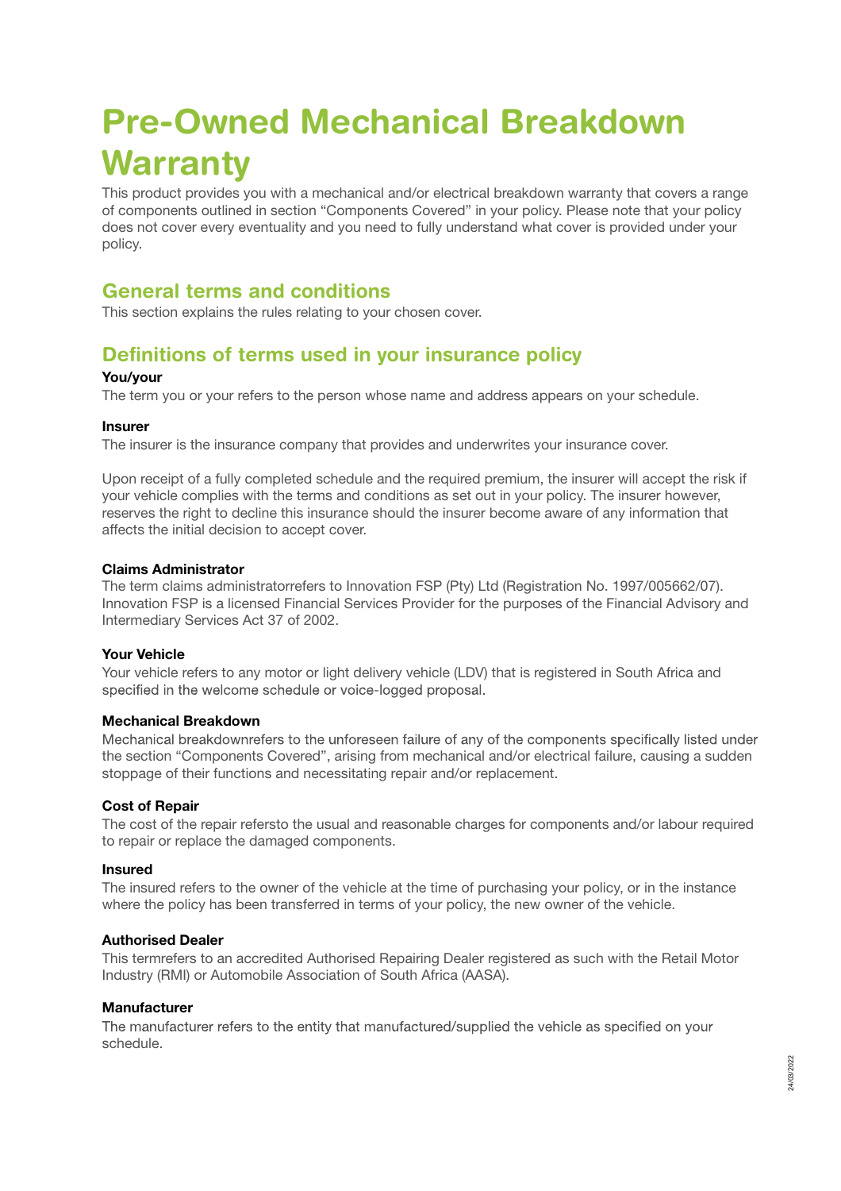# Pre-Owned Mechanical Breakdown Warranty

This product provides you with a mechanical and/or electrical breakdown warranty that covers a range of components outlined in section "Components Covered" in your policy. Please note that your policy does not cover every eventuality and you need to fully understand what cover is provided under your policy.

## General terms and conditions

This section explains the rules relating to your chosen cover.

## Definitions of terms used in your insurance policy

**You/your**

The term you or your refers to the person whose name and address appears on your schedule.

**Insurer**

The insurer is the insurance company that provides and underwrites your insurance cover.

Upon receipt of a fully completed schedule and the required premium, the insurer will accept the risk if your vehicle complies with the terms and conditions as set out in your policy. The insurer however, reserves the right to decline this insurance should the insurer become aware of any information that affects the initial decision to accept cover.

**Claims Administrator**

The term claims administratorrefers to Innovation FSP (Pty) Ltd (Registration No. 1997/005662/07). Innovation FSP is a licensed Financial Services Provider for the purposes of the Financial Advisory and Intermediary Services Act 37 of 2002.

**Your Vehicle**

Your vehicle refers to any motor or light delivery vehicle (LDV) that is registered in South Africa and specified in the welcome schedule or voice-logged proposal.

**Mechanical Breakdown**

Mechanical breakdownrefers to the unforeseen failure of any of the components specifically listed under the section "Components Covered", arising from mechanical and/or electrical failure, causing a sudden stoppage of their functions and necessitating repair and/or replacement.

**Cost of Repair**

The cost of the repair refersto the usual and reasonable charges for components and/or labour required to repair or replace the damaged components.

**Insured**

The insured refers to the owner of the vehicle at the time of purchasing your policy, or in the instance where the policy has been transferred in terms of your policy, the new owner of the vehicle.

**Authorised Dealer**

This termrefers to an accredited Authorised Repairing Dealer registered as such with the Retail Motor Industry (RMI) or Automobile Association of South Africa (AASA).

**Manufacturer**

The manufacturer refers to the entity that manufactured/supplied the vehicle as specified on your schedule.

24/03/2022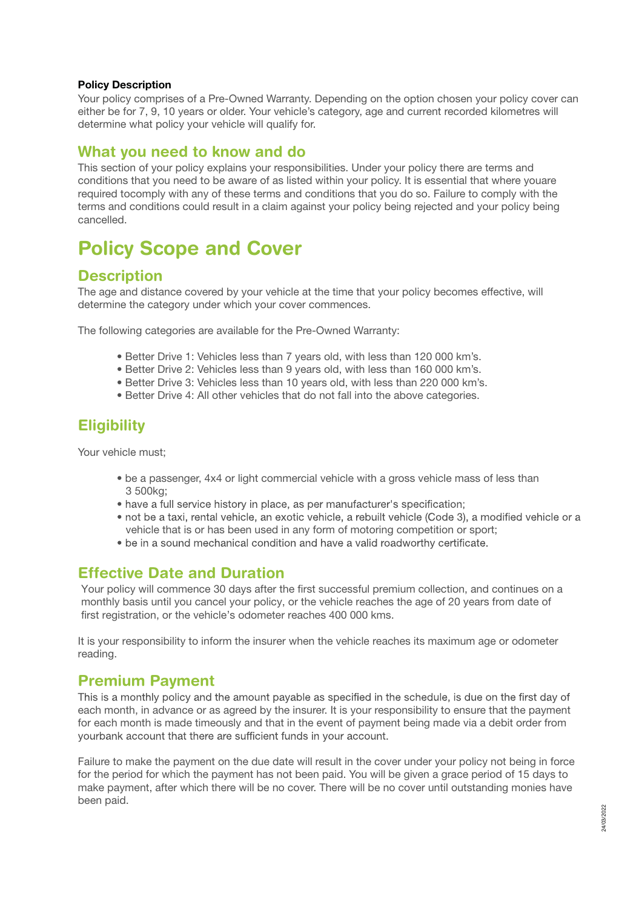**Policy Description**

Your policy comprises of a Pre-Owned Warranty. Depending on the option chosen your policy cover can either be for 7, 9, 10 years or older. Your vehicle's category, age and current recorded kilometres will determine what policy your vehicle will qualify for.

## What you need to know and do

This section of your policy explains your responsibilities. Under your policy there are terms and conditions that you need to be aware of as listed within your policy. It is essential that where youare required tocomply with any of these terms and conditions that you do so. Failure to comply with the terms and conditions could result in a claim against your policy being rejected and your policy being cancelled.

# Policy Scope and Cover

## Description

The age and distance covered by your vehicle at the time that your policy becomes effective, will determine the category under which your cover commences.

The following categories are available for the Pre-Owned Warranty:

- Better Drive 1: Vehicles less than 7 years old, with less than 120 000 km's.
- Better Drive 2: Vehicles less than 9 years old, with less than 160 000 km's.
- Better Drive 3: Vehicles less than 10 years old, with less than 220 000 km's.
- Better Drive 4: All other vehicles that do not fall into the above categories.

## Eligibility

Your vehicle must;

- be a passenger, 4x4 or light commercial vehicle with a gross vehicle mass of less than 3 500kg;
- have a full service history in place, as per manufacturer's specification;
- not be a taxi, rental vehicle, an exotic vehicle, a rebuilt vehicle (Code 3), a modified vehicle or a vehicle that is or has been used in any form of motoring competition or sport;
- be in a sound mechanical condition and have a valid roadworthy certificate.

## Effective Date and Duration

Your policy will commence 30 days after the first successful premium collection, and continues on a monthly basis until you cancel your policy, or the vehicle reaches the age of 20 years from date of first registration, or the vehicle's odometer reaches 400 000 kms.

It is your responsibility to inform the insurer when the vehicle reaches its maximum age or odometer reading.

## Premium Payment

This is a monthly policy and the amount payable as specified in the schedule, is due on the first day of each month, in advance or as agreed by the insurer. It is your responsibility to ensure that the payment for each month is made timeously and that in the event of payment being made via a debit order from yourbank account that there are sufficient funds in your account.

Failure to make the payment on the due date will result in the cover under your policy not being in force for the period for which the payment has not been paid. You will be given a grace period of 15 days to make payment, after which there will be no cover. There will be no cover until outstanding monies have been paid.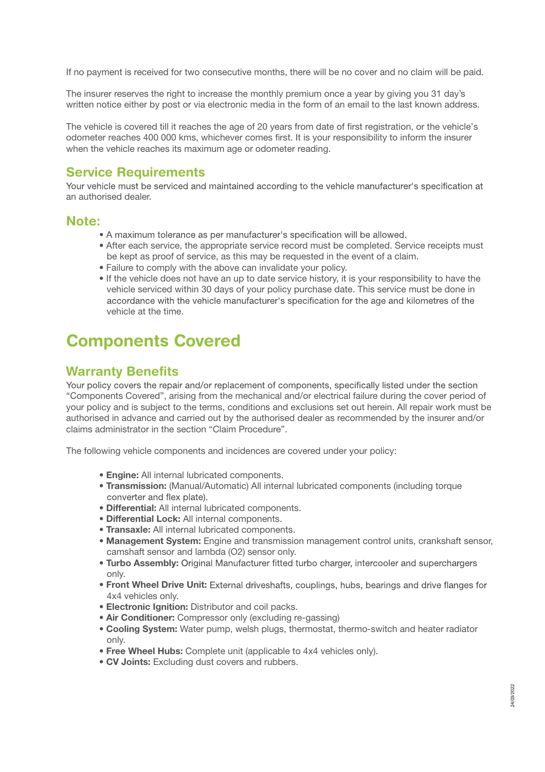If no payment is received for two consecutive months, there will be no cover and no claim will be paid.

The insurer reserves the right to increase the monthly premium once a year by giving you 31 day's written notice either by post or via electronic media in the form of an email to the last known address.

The vehicle is covered till it reaches the age of 20 years from date of first registration, or the vehicle's odometer reaches 400 000 kms, whichever comes first. It is your responsibility to inform the insurer when the vehicle reaches its maximum age or odometer reading.

## Service Requirements

Your vehicle must be serviced and maintained according to the vehicle manufacturer's specification at an authorised dealer.

## Note:

- A maximum tolerance as per manufacturer's specification will be allowed.
- After each service, the appropriate service record must be completed. Service receipts must be kept as proof of service, as this may be requested in the event of a claim.
- Failure to comply with the above can invalidate your policy.
- If the vehicle does not have an up to date service history, it is your responsibility to have the vehicle serviced within 30 days of your policy purchase date. This service must be done in accordance with the vehicle manufacturer's specification for the age and kilometres of the vehicle at the time.

# Components Covered

## Warranty Benefits

Your policy covers the repair and/or replacement of components, specifically listed under the section "Components Covered", arising from the mechanical and/or electrical failure during the cover period of your policy and is subject to the terms, conditions and exclusions set out herein. All repair work must be authorised in advance and carried out by the authorised dealer as recommended by the insurer and/or claims administrator in the section "Claim Procedure".

The following vehicle components and incidences are covered under your policy:

- **Engine:** All internal lubricated components.
- **Transmission:** (Manual/Automatic) All internal lubricated components (including torque converter and flex plate).
- **Differential:** All internal lubricated components.
- **Differential Lock:** All internal components.
- **Transaxle:** All internal lubricated components.
- **Management System:** Engine and transmission management control units, crankshaft sensor, camshaft sensor and lambda (O2) sensor only.
- **Turbo Assembly:** Original Manufacturer fitted turbo charger, intercooler and superchargers only.
- **Front Wheel Drive Unit:** External driveshafts, couplings, hubs, bearings and drive flanges for 4x4 vehicles only.
- **Electronic Ignition:** Distributor and coil packs.
- **Air Conditioner:** Compressor only (excluding re-gassing)
- **Cooling System:** Water pump, welsh plugs, thermostat, thermo-switch and heater radiator only.
- **Free Wheel Hubs:** Complete unit (applicable to 4x4 vehicles only).
- **CV Joints:** Excluding dust covers and rubbers.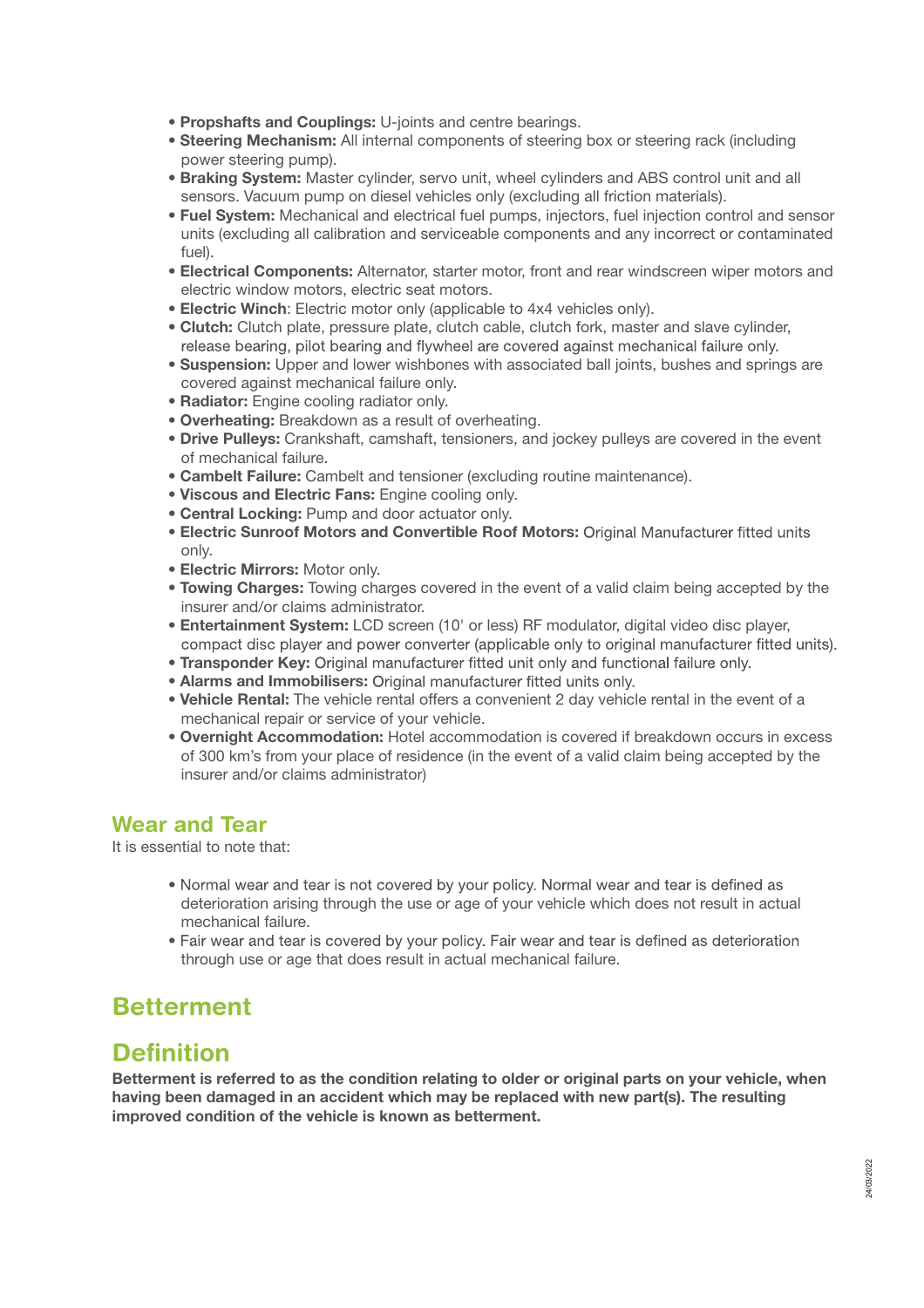- **Propshafts and Couplings:** U-joints and centre bearings.
- **Steering Mechanism:** All internal components of steering box or steering rack (including power steering pump).
- **Braking System:** Master cylinder, servo unit, wheel cylinders and ABS control unit and all sensors. Vacuum pump on diesel vehicles only (excluding all friction materials).
- **Fuel System:** Mechanical and electrical fuel pumps, injectors, fuel injection control and sensor units (excluding all calibration and serviceable components and any incorrect or contaminated fuel).
- **Electrical Components:** Alternator, starter motor, front and rear windscreen wiper motors and electric window motors, electric seat motors.
- **Electric Winch**: Electric motor only (applicable to 4x4 vehicles only).
- **Clutch:** Clutch plate, pressure plate, clutch cable, clutch fork, master and slave cylinder, release bearing, pilot bearing and flywheel are covered against mechanical failure only.
- **Suspension:** Upper and lower wishbones with associated ball joints, bushes and springs are covered against mechanical failure only.
- **Radiator:** Engine cooling radiator only.
- **Overheating:** Breakdown as a result of overheating.
- **Drive Pulleys:** Crankshaft, camshaft, tensioners, and jockey pulleys are covered in the event of mechanical failure.
- **Cambelt Failure:** Cambelt and tensioner (excluding routine maintenance).
- **Viscous and Electric Fans:** Engine cooling only.
- **Central Locking:** Pump and door actuator only.
- **Electric Sunroof Motors and Convertible Roof Motors:** Original Manufacturer fitted units only.
- **Electric Mirrors:** Motor only.
- **Towing Charges:** Towing charges covered in the event of a valid claim being accepted by the insurer and/or claims administrator.
- **Entertainment System:** LCD screen (10' or less) RF modulator, digital video disc player, compact disc player and power converter (applicable only to original manufacturer fitted units).
- **Transponder Key:** Original manufacturer fitted unit only and functional failure only.
- **Alarms and Immobilisers:** Original manufacturer fitted units only.
- **Vehicle Rental:** The vehicle rental offers a convenient 2 day vehicle rental in the event of a mechanical repair or service of your vehicle.
- **Overnight Accommodation:** Hotel accommodation is covered if breakdown occurs in excess of 300 km's from your place of residence (in the event of a valid claim being accepted by the insurer and/or claims administrator)

## Wear and Tear

It is essential to note that:

- Normal wear and tear is not covered by your policy. Normal wear and tear is defined as deterioration arising through the use or age of your vehicle which does not result in actual mechanical failure.
- Fair wear and tear is covered by your policy. Fair wear and tear is defined as deterioration through use or age that does result in actual mechanical failure.

# Betterment

# Definition

**Betterment is referred to as the condition relating to older or original parts on your vehicle, when having been damaged in an accident which may be replaced with new part(s). The resulting improved condition of the vehicle is known as betterment.**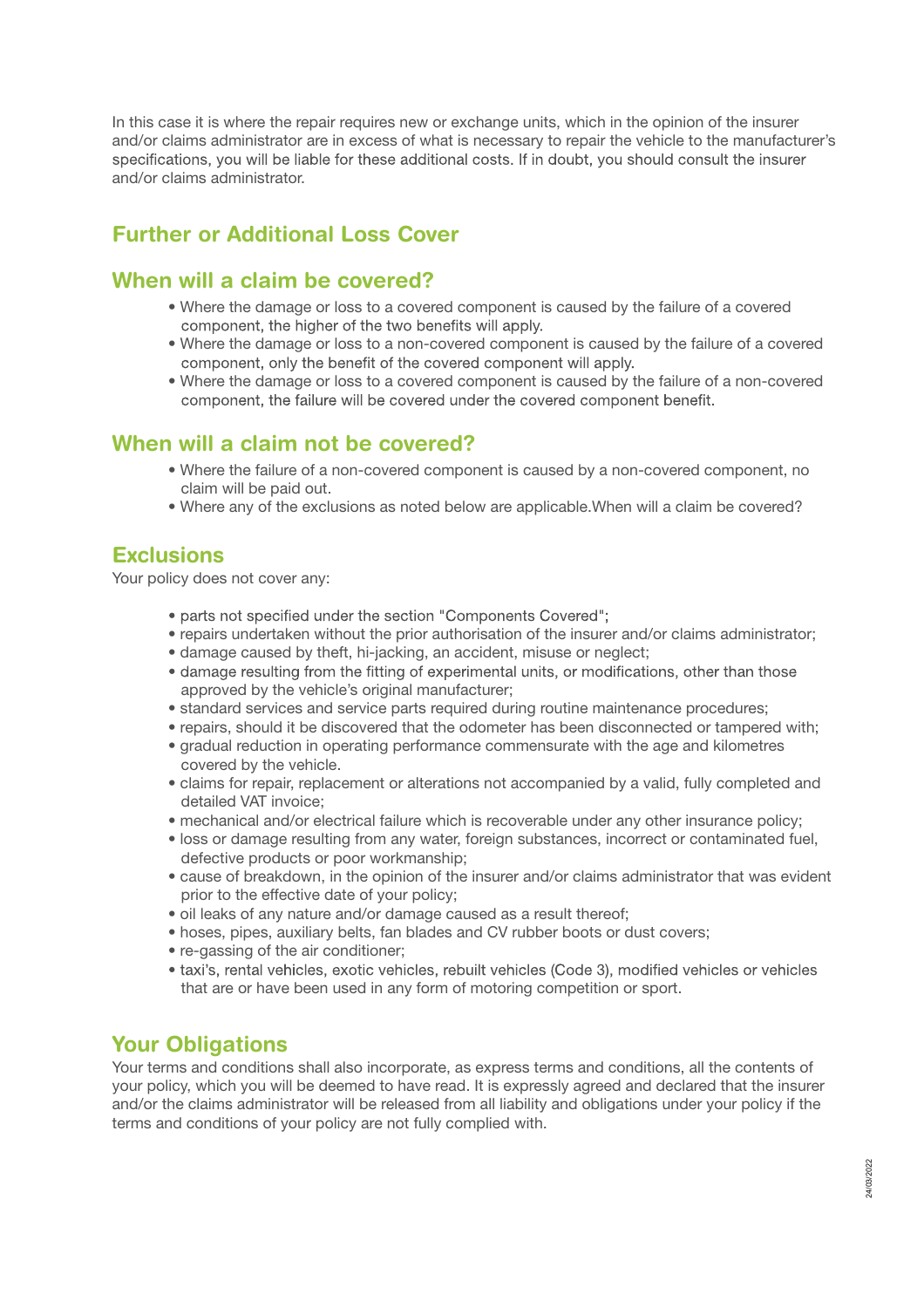In this case it is where the repair requires new or exchange units, which in the opinion of the insurer and/or claims administrator are in excess of what is necessary to repair the vehicle to the manufacturer's specifications, you will be liable for these additional costs. If in doubt, you should consult the insurer and/or claims administrator.

## Further or Additional Loss Cover

## When will a claim be covered?

- Where the damage or loss to a covered component is caused by the failure of a covered component, the higher of the two benefits will apply.
- Where the damage or loss to a non-covered component is caused by the failure of a covered component, only the benefit of the covered component will apply.
- Where the damage or loss to a covered component is caused by the failure of a non-covered component, the failure will be covered under the covered component benefit.

## When will a claim not be covered?

- Where the failure of a non-covered component is caused by a non-covered component, no claim will be paid out.
- Where any of the exclusions as noted below are applicable.When will a claim be covered?

## Exclusions

Your policy does not cover any:

- parts not specified under the section "Components Covered";
- repairs undertaken without the prior authorisation of the insurer and/or claims administrator;
- damage caused by theft, hi-jacking, an accident, misuse or neglect;
- damage resulting from the fitting of experimental units, or modifications, other than those approved by the vehicle's original manufacturer;
- standard services and service parts required during routine maintenance procedures;
- repairs, should it be discovered that the odometer has been disconnected or tampered with;
- gradual reduction in operating performance commensurate with the age and kilometres covered by the vehicle.
- claims for repair, replacement or alterations not accompanied by a valid, fully completed and detailed VAT invoice;
- mechanical and/or electrical failure which is recoverable under any other insurance policy;
- loss or damage resulting from any water, foreign substances, incorrect or contaminated fuel, defective products or poor workmanship;
- cause of breakdown, in the opinion of the insurer and/or claims administrator that was evident prior to the effective date of your policy;
- oil leaks of any nature and/or damage caused as a result thereof;
- hoses, pipes, auxiliary belts, fan blades and CV rubber boots or dust covers;
- re-gassing of the air conditioner;
- taxi's, rental vehicles, exotic vehicles, rebuilt vehicles (Code 3), modified vehicles or vehicles that are or have been used in any form of motoring competition or sport.

## Your Obligations

Your terms and conditions shall also incorporate, as express terms and conditions, all the contents of your policy, which you will be deemed to have read. It is expressly agreed and declared that the insurer and/or the claims administrator will be released from all liability and obligations under your policy if the terms and conditions of your policy are not fully complied with.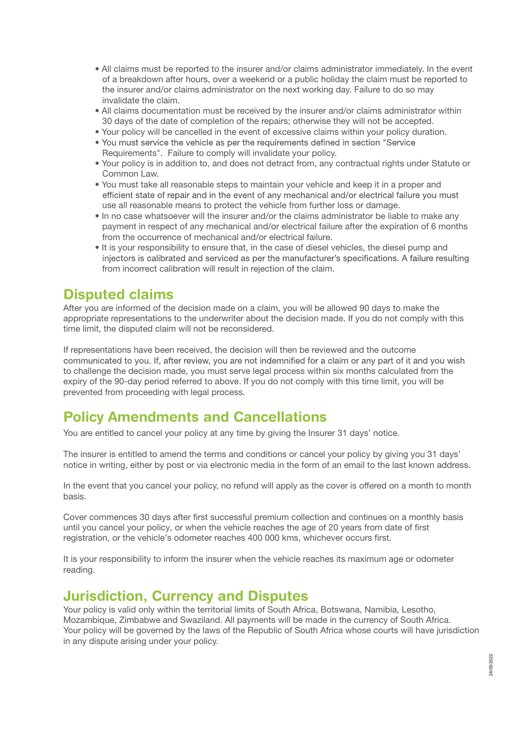- All claims must be reported to the insurer and/or claims administrator immediately. In the event of a breakdown after hours, over a weekend or a public holiday the claim must be reported to the insurer and/or claims administrator on the next working day. Failure to do so may invalidate the claim.
- All claims documentation must be received by the insurer and/or claims administrator within 30 days of the date of completion of the repairs; otherwise they will not be accepted.
- Your policy will be cancelled in the event of excessive claims within your policy duration.
- You must service the vehicle as per the requirements defined in section "Service Requirements". Failure to comply will invalidate your policy.
- Your policy is in addition to, and does not detract from, any contractual rights under Statute or Common Law.
- You must take all reasonable steps to maintain your vehicle and keep it in a proper and efficient state of repair and in the event of any mechanical and/or electrical failure you must use all reasonable means to protect the vehicle from further loss or damage.
- In no case whatsoever will the insurer and/or the claims administrator be liable to make any payment in respect of any mechanical and/or electrical failure after the expiration of 6 months from the occurrence of mechanical and/or electrical failure.
- It is your responsibility to ensure that, in the case of diesel vehicles, the diesel pump and injectors is calibrated and serviced as per the manufacturer's specifications. A failure resulting from incorrect calibration will result in rejection of the claim.

## Disputed claims

After you are informed of the decision made on a claim, you will be allowed 90 days to make the appropriate representations to the underwriter about the decision made. If you do not comply with this time limit, the disputed claim will not be reconsidered.

If representations have been received, the decision will then be reviewed and the outcome communicated to you. If, after review, you are not indemnified for a claim or any part of it and you wish to challenge the decision made, you must serve legal process within six months calculated from the expiry of the 90-day period referred to above. If you do not comply with this time limit, you will be prevented from proceeding with legal process.

## Policy Amendments and Cancellations

You are entitled to cancel your policy at any time by giving the Insurer 31 days' notice.

The insurer is entitled to amend the terms and conditions or cancel your policy by giving you 31 days' notice in writing, either by post or via electronic media in the form of an email to the last known address.

In the event that you cancel your policy, no refund will apply as the cover is offered on a month to month basis.

Cover commences 30 days after first successful premium collection and continues on a monthly basis until you cancel your policy, or when the vehicle reaches the age of 20 years from date of first registration, or the vehicle's odometer reaches 400 000 kms, whichever occurs first.

It is your responsibility to inform the insurer when the vehicle reaches its maximum age or odometer reading.

## Jurisdiction, Currency and Disputes

Your policy is valid only within the territorial limits of South Africa, Botswana, Namibia, Lesotho, Mozambique, Zimbabwe and Swaziland. All payments will be made in the currency of South Africa. Your policy will be governed by the laws of the Republic of South Africa whose courts will have jurisdiction in any dispute arising under your policy.

24/03/2022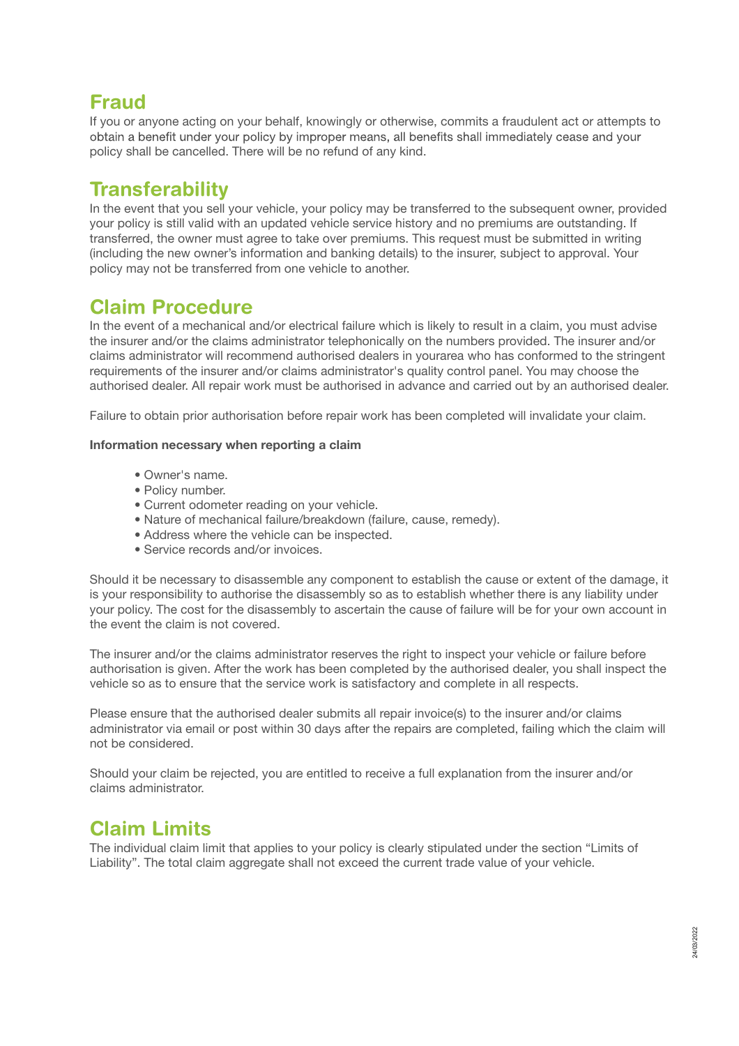## Fraud

If you or anyone acting on your behalf, knowingly or otherwise, commits a fraudulent act or attempts to obtain a benefit under your policy by improper means, all benefits shall immediately cease and your policy shall be cancelled. There will be no refund of any kind.

## Transferability

In the event that you sell your vehicle, your policy may be transferred to the subsequent owner, provided your policy is still valid with an updated vehicle service history and no premiums are outstanding. If transferred, the owner must agree to take over premiums. This request must be submitted in writing (including the new owner's information and banking details) to the insurer, subject to approval. Your policy may not be transferred from one vehicle to another.

## Claim Procedure

In the event of a mechanical and/or electrical failure which is likely to result in a claim, you must advise the insurer and/or the claims administrator telephonically on the numbers provided. The insurer and/or claims administrator will recommend authorised dealers in yourarea who has conformed to the stringent requirements of the insurer and/or claims administrator's quality control panel. You may choose the authorised dealer. All repair work must be authorised in advance and carried out by an authorised dealer.

Failure to obtain prior authorisation before repair work has been completed will invalidate your claim.

**Information necessary when reporting a claim**

- Owner's name.
- Policy number.
- Current odometer reading on your vehicle.
- Nature of mechanical failure/breakdown (failure, cause, remedy).
- Address where the vehicle can be inspected.
- Service records and/or invoices.

Should it be necessary to disassemble any component to establish the cause or extent of the damage, it is your responsibility to authorise the disassembly so as to establish whether there is any liability under your policy. The cost for the disassembly to ascertain the cause of failure will be for your own account in the event the claim is not covered.

The insurer and/or the claims administrator reserves the right to inspect your vehicle or failure before authorisation is given. After the work has been completed by the authorised dealer, you shall inspect the vehicle so as to ensure that the service work is satisfactory and complete in all respects.

Please ensure that the authorised dealer submits all repair invoice(s) to the insurer and/or claims administrator via email or post within 30 days after the repairs are completed, failing which the claim will not be considered.

Should your claim be rejected, you are entitled to receive a full explanation from the insurer and/or claims administrator.

## Claim Limits

The individual claim limit that applies to your policy is clearly stipulated under the section "Limits of Liability". The total claim aggregate shall not exceed the current trade value of your vehicle.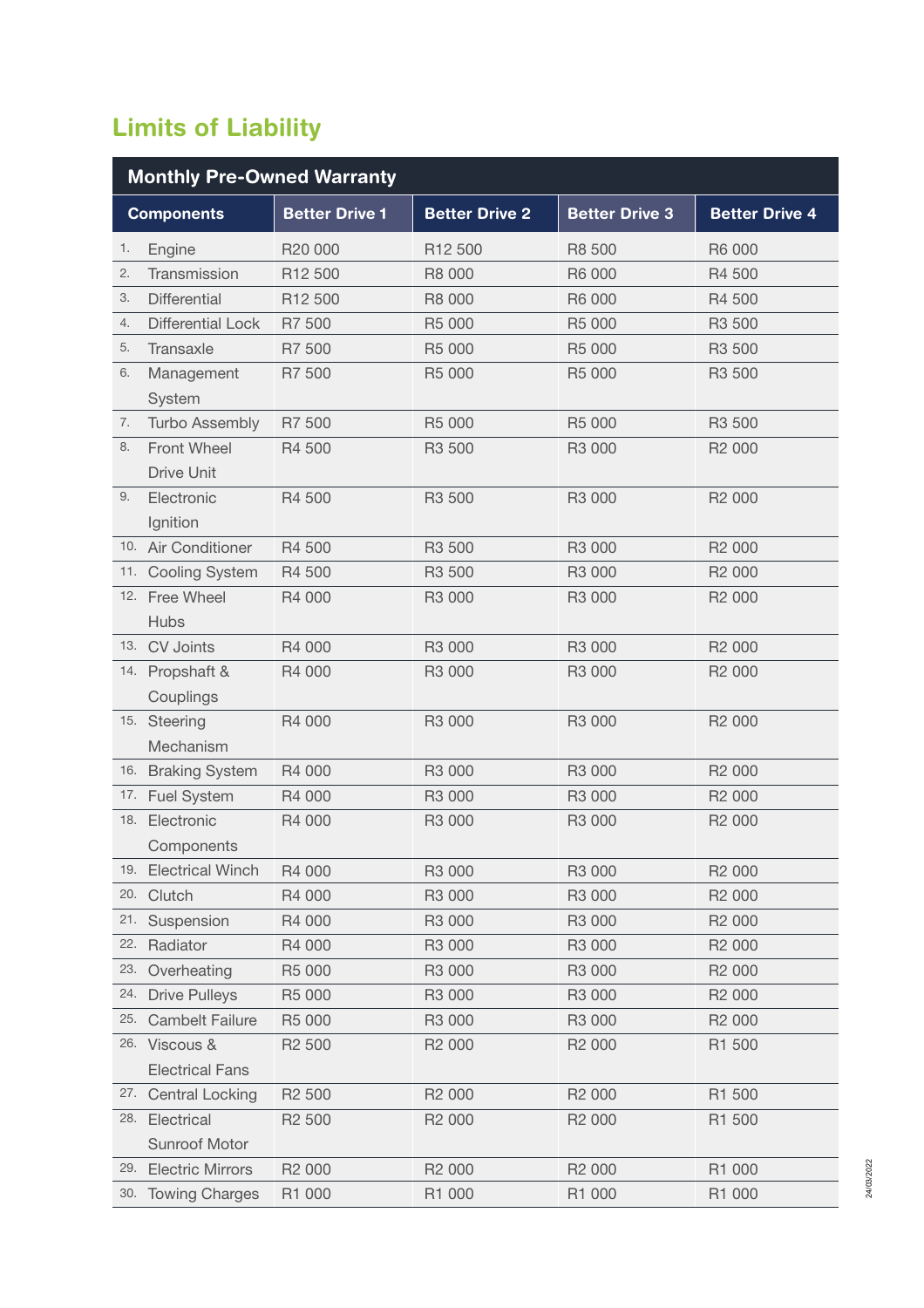## Limits of Liability

| Monthly Pre-Owned Warranty | | | | |
|---|---|---|---|---|
| **Components** | **Better Drive 1** | **Better Drive 2** | **Better Drive 3** | **Better Drive 4** |
| 1. Engine | R20 000 | R12 500 | R8 500 | R6 000 |
| 2. Transmission | R12 500 | R8 000 | R6 000 | R4 500 |
| 3. Differential | R12 500 | R8 000 | R6 000 | R4 500 |
| 4. Differential Lock | R7 500 | R5 000 | R5 000 | R3 500 |
| 5. Transaxle | R7 500 | R5 000 | R5 000 | R3 500 |
| 6. Management System | R7 500 | R5 000 | R5 000 | R3 500 |
| 7. Turbo Assembly | R7 500 | R5 000 | R5 000 | R3 500 |
| 8. Front Wheel Drive Unit | R4 500 | R3 500 | R3 000 | R2 000 |
| 9. Electronic Ignition | R4 500 | R3 500 | R3 000 | R2 000 |
| 10. Air Conditioner | R4 500 | R3 500 | R3 000 | R2 000 |
| 11. Cooling System | R4 500 | R3 500 | R3 000 | R2 000 |
| 12. Free Wheel Hubs | R4 000 | R3 000 | R3 000 | R2 000 |
| 13. CV Joints | R4 000 | R3 000 | R3 000 | R2 000 |
| 14. Propshaft & Couplings | R4 000 | R3 000 | R3 000 | R2 000 |
| 15. Steering Mechanism | R4 000 | R3 000 | R3 000 | R2 000 |
| 16. Braking System | R4 000 | R3 000 | R3 000 | R2 000 |
| 17. Fuel System | R4 000 | R3 000 | R3 000 | R2 000 |
| 18. Electronic Components | R4 000 | R3 000 | R3 000 | R2 000 |
| 19. Electrical Winch | R4 000 | R3 000 | R3 000 | R2 000 |
| 20. Clutch | R4 000 | R3 000 | R3 000 | R2 000 |
| 21. Suspension | R4 000 | R3 000 | R3 000 | R2 000 |
| 22. Radiator | R4 000 | R3 000 | R3 000 | R2 000 |
| 23. Overheating | R5 000 | R3 000 | R3 000 | R2 000 |
| 24. Drive Pulleys | R5 000 | R3 000 | R3 000 | R2 000 |
| 25. Cambelt Failure | R5 000 | R3 000 | R3 000 | R2 000 |
| 26. Viscous & Electrical Fans | R2 500 | R2 000 | R2 000 | R1 500 |
| 27. Central Locking | R2 500 | R2 000 | R2 000 | R1 500 |
| 28. Electrical Sunroof Motor | R2 500 | R2 000 | R2 000 | R1 500 |
| 29. Electric Mirrors | R2 000 | R2 000 | R2 000 | R1 000 |
| 30. Towing Charges | R1 000 | R1 000 | R1 000 | R1 000 |

24/03/2022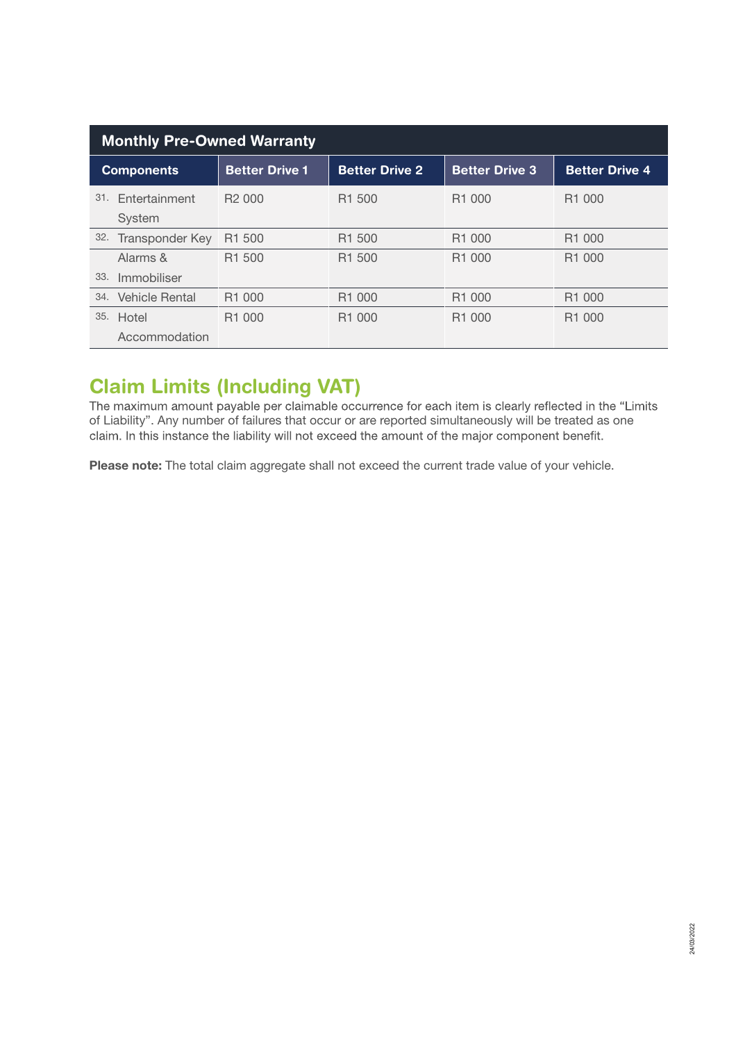| Monthly Pre-Owned Warranty | | | | |
|---|---|---|---|---|
| **Components** | **Better Drive 1** | **Better Drive 2** | **Better Drive 3** | **Better Drive 4** |
| 31. Entertainment System | R2 000 | R1 500 | R1 000 | R1 000 |
| 32. Transponder Key | R1 500 | R1 500 | R1 000 | R1 000 |
| 33. Alarms & Immobiliser | R1 500 | R1 500 | R1 000 | R1 000 |
| 34. Vehicle Rental | R1 000 | R1 000 | R1 000 | R1 000 |
| 35. Hotel Accommodation | R1 000 | R1 000 | R1 000 | R1 000 |

## Claim Limits (Including VAT)

The maximum amount payable per claimable occurrence for each item is clearly reflected in the "Limits of Liability". Any number of failures that occur or are reported simultaneously will be treated as one claim. In this instance the liability will not exceed the amount of the major component benefit.

**Please note:** The total claim aggregate shall not exceed the current trade value of your vehicle.

24/03/2022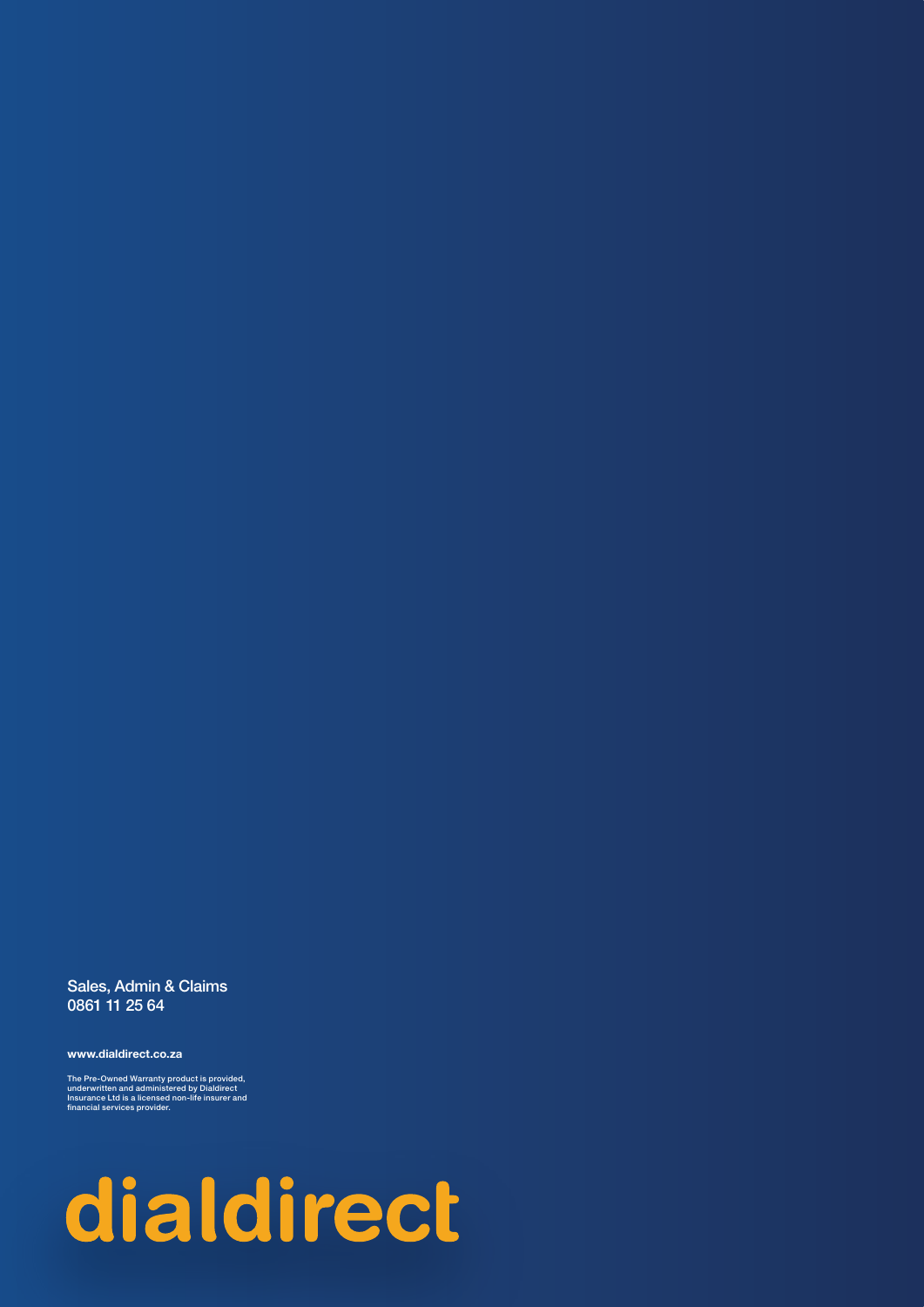Sales, Admin & Claims
0861 11 25 64

**www.dialdirect.co.za**

The Pre-Owned Warranty product is provided, underwritten and administered by Dialdirect Insurance Ltd is a licensed non-life insurer and financial services provider.

dialdirect